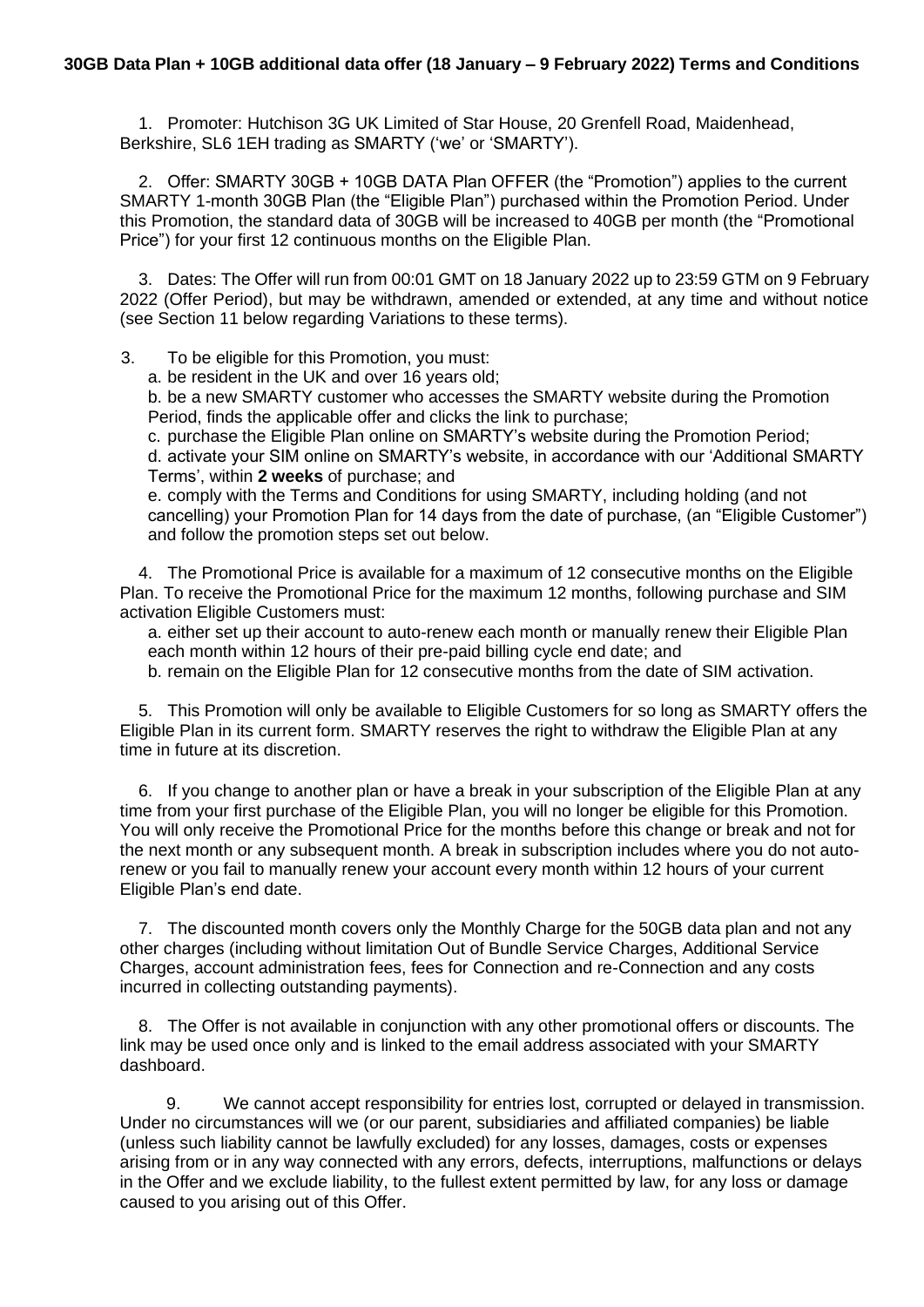**30GB Data Plan + 10GB additional data offer (18 January – 9 February 2022) Terms and Conditions**

1. Promoter: Hutchison 3G UK Limited of Star House, 20 Grenfell Road, Maidenhead, Berkshire, SL6 1EH trading as SMARTY ('we' or 'SMARTY').

2. Offer: SMARTY 30GB + 10GB DATA Plan OFFER (the "Promotion") applies to the current SMARTY 1-month 30GB Plan (the "Eligible Plan") purchased within the Promotion Period. Under this Promotion, the standard data of 30GB will be increased to 40GB per month (the "Promotional Price") for your first 12 continuous months on the Eligible Plan.

3. Dates: The Offer will run from 00:01 GMT on 18 January 2022 up to 23:59 GTM on 9 February 2022 (Offer Period), but may be withdrawn, amended or extended, at any time and without notice (see Section 11 below regarding Variations to these terms).

3. To be eligible for this Promotion, you must:
   a. be resident in the UK and over 16 years old;
   b. be a new SMARTY customer who accesses the SMARTY website during the Promotion Period, finds the applicable offer and clicks the link to purchase;
   c. purchase the Eligible Plan online on SMARTY's website during the Promotion Period;
   d. activate your SIM online on SMARTY's website, in accordance with our 'Additional SMARTY Terms', within **2 weeks** of purchase; and
   e. comply with the Terms and Conditions for using SMARTY, including holding (and not cancelling) your Promotion Plan for 14 days from the date of purchase, (an "Eligible Customer") and follow the promotion steps set out below.

4. The Promotional Price is available for a maximum of 12 consecutive months on the Eligible Plan. To receive the Promotional Price for the maximum 12 months, following purchase and SIM activation Eligible Customers must:
   a. either set up their account to auto-renew each month or manually renew their Eligible Plan each month within 12 hours of their pre-paid billing cycle end date; and
   b. remain on the Eligible Plan for 12 consecutive months from the date of SIM activation.

5. This Promotion will only be available to Eligible Customers for so long as SMARTY offers the Eligible Plan in its current form. SMARTY reserves the right to withdraw the Eligible Plan at any time in future at its discretion.

6. If you change to another plan or have a break in your subscription of the Eligible Plan at any time from your first purchase of the Eligible Plan, you will no longer be eligible for this Promotion. You will only receive the Promotional Price for the months before this change or break and not for the next month or any subsequent month. A break in subscription includes where you do not auto-renew or you fail to manually renew your account every month within 12 hours of your current Eligible Plan's end date.

7. The discounted month covers only the Monthly Charge for the 50GB data plan and not any other charges (including without limitation Out of Bundle Service Charges, Additional Service Charges, account administration fees, fees for Connection and re-Connection and any costs incurred in collecting outstanding payments).

8. The Offer is not available in conjunction with any other promotional offers or discounts. The link may be used once only and is linked to the email address associated with your SMARTY dashboard.

9. We cannot accept responsibility for entries lost, corrupted or delayed in transmission. Under no circumstances will we (or our parent, subsidiaries and affiliated companies) be liable (unless such liability cannot be lawfully excluded) for any losses, damages, costs or expenses arising from or in any way connected with any errors, defects, interruptions, malfunctions or delays in the Offer and we exclude liability, to the fullest extent permitted by law, for any loss or damage caused to you arising out of this Offer.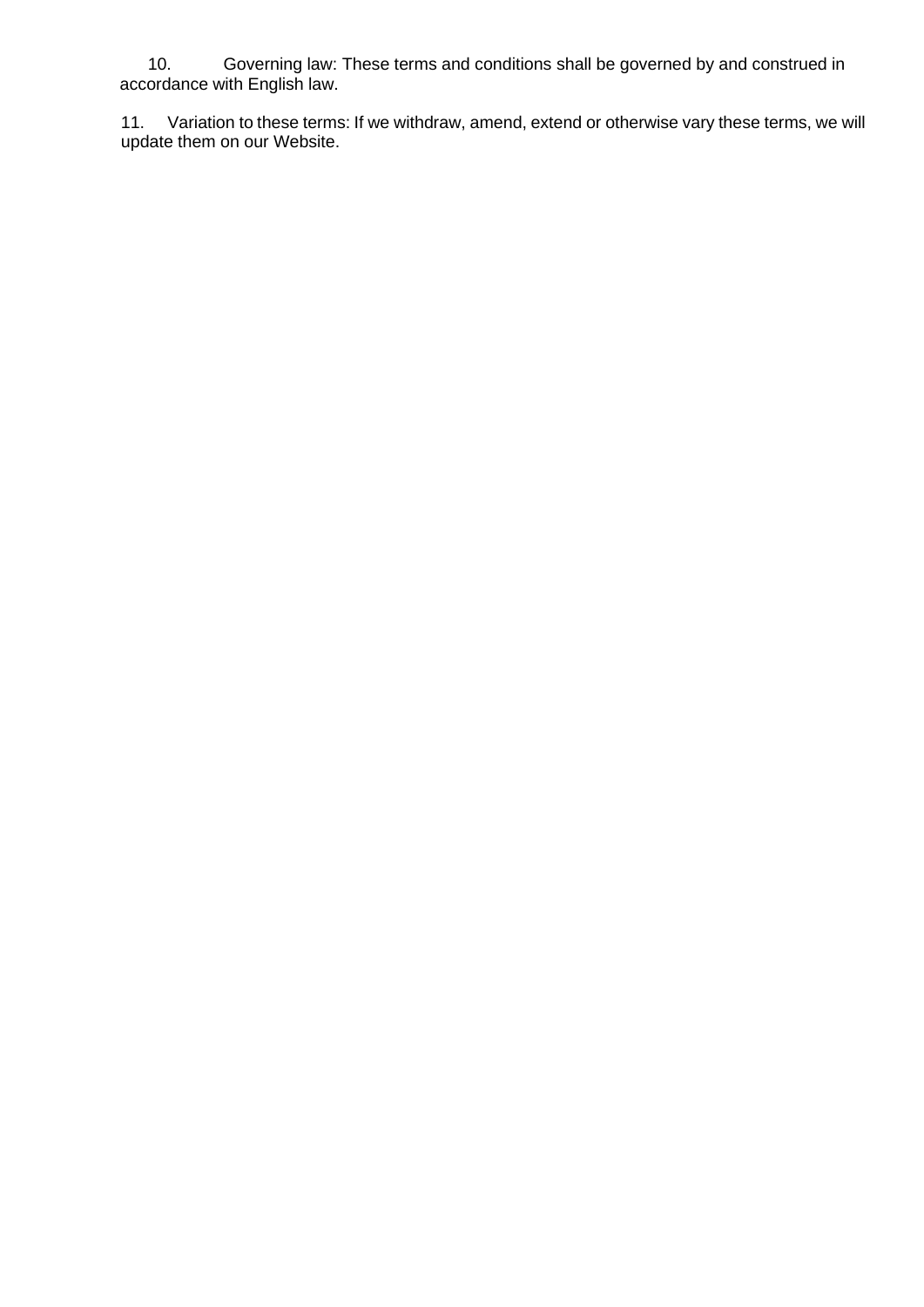10. Governing law: These terms and conditions shall be governed by and construed in accordance with English law.

11. Variation to these terms: If we withdraw, amend, extend or otherwise vary these terms, we will update them on our Website.